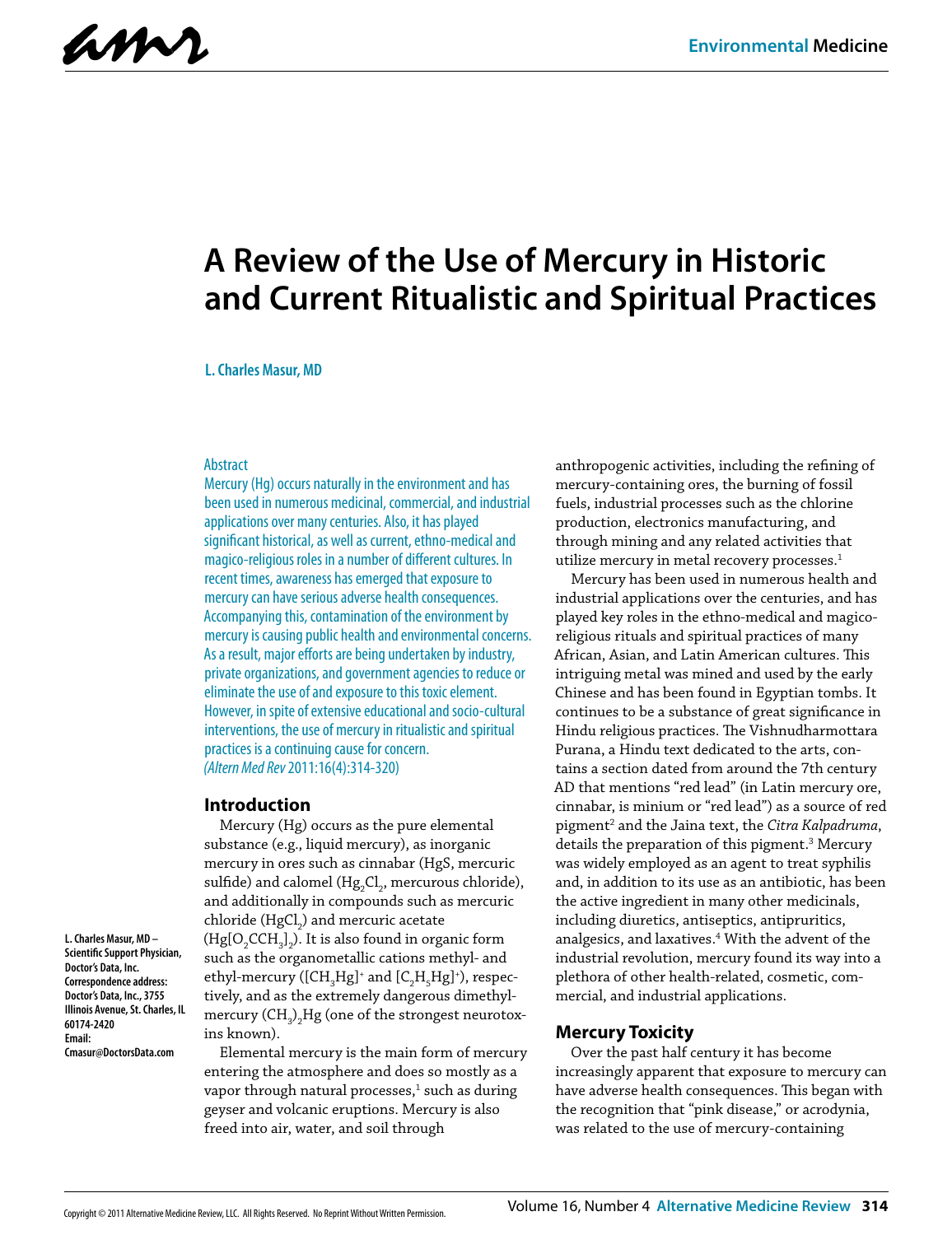# A Review of the Use of Mercury in Historic and Current Ritualistic and Spiritual Practices

**L. Charles Masur, MD**

L. Charles Masur, MD – Scientific Support Physician, Doctor's Data, Inc.
Correspondence address: Doctor's Data, Inc., 3755 Illinois Avenue, St. Charles, IL 60174-2420
Email: Cmasur@DoctorsData.com

## Abstract

Mercury (Hg) occurs naturally in the environment and has been used in numerous medicinal, commercial, and industrial applications over many centuries. Also, it has played significant historical, as well as current, ethno-medical and magico-religious roles in a number of different cultures. In recent times, awareness has emerged that exposure to mercury can have serious adverse health consequences. Accompanying this, contamination of the environment by mercury is causing public health and environmental concerns. As a result, major efforts are being undertaken by industry, private organizations, and government agencies to reduce or eliminate the use of and exposure to this toxic element. However, in spite of extensive educational and socio-cultural interventions, the use of mercury in ritualistic and spiritual practices is a continuing cause for concern.
*(Altern Med Rev* 2011:16(4):314-320)

## Introduction

Mercury (Hg) occurs as the pure elemental substance (e.g., liquid mercury), as inorganic mercury in ores such as cinnabar (HgS, mercuric sulfide) and calomel ($Hg_2Cl_2$, mercurous chloride), and additionally in compounds such as mercuric chloride ($HgCl_2$) and mercuric acetate ($Hg[O_2CCH_3]_2$). It is also found in organic form such as the organometallic cations methyl- and ethyl-mercury ($[CH_3Hg]^+$ and $[C_2H_5Hg]^+$), respectively, and as the extremely dangerous dimethylmercury $(CH_3)_2Hg$ (one of the strongest neurotoxins known).

Elemental mercury is the main form of mercury entering the atmosphere and does so mostly as a vapor through natural processes,[1] such as during geyser and volcanic eruptions. Mercury is also freed into air, water, and soil through anthropogenic activities, including the refining of mercury-containing ores, the burning of fossil fuels, industrial processes such as the chlorine production, electronics manufacturing, and through mining and any related activities that utilize mercury in metal recovery processes.[1]

Mercury has been used in numerous health and industrial applications over the centuries, and has played key roles in the ethno-medical and magico-religious rituals and spiritual practices of many African, Asian, and Latin American cultures. This intriguing metal was mined and used by the early Chinese and has been found in Egyptian tombs. It continues to be a substance of great significance in Hindu religious practices. The Vishnudharmottara Purana, a Hindu text dedicated to the arts, contains a section dated from around the 7th century AD that mentions "red lead" (in Latin mercury ore, cinnabar, is minium or "red lead") as a source of red pigment[2] and the Jaina text, the *Citra Kalpadruma*, details the preparation of this pigment.[3] Mercury was widely employed as an agent to treat syphilis and, in addition to its use as an antibiotic, has been the active ingredient in many other medicinals, including diuretics, antiseptics, antipruritics, analgesics, and laxatives.[4] With the advent of the industrial revolution, mercury found its way into a plethora of other health-related, cosmetic, commercial, and industrial applications.

## Mercury Toxicity

Over the past half century it has become increasingly apparent that exposure to mercury can have adverse health consequences. This began with the recognition that "pink disease," or acrodynia, was related to the use of mercury-containing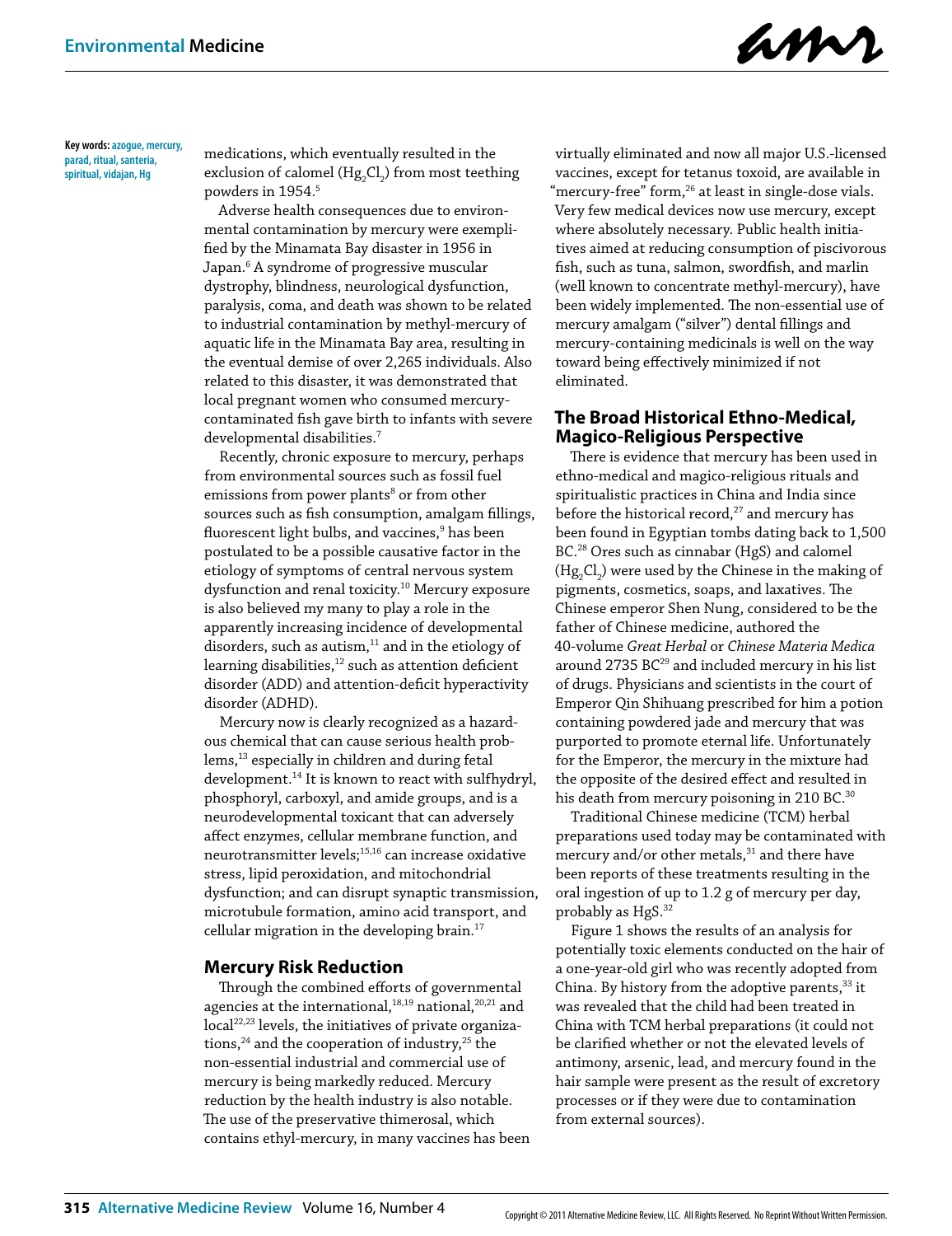**Key words:** azogue, mercury, parad, ritual, santeria, spiritual, vidajan, Hg

medications, which eventually resulted in the exclusion of calomel ($Hg_2Cl_2$) from most teething powders in 1954.[5]

Adverse health consequences due to environmental contamination by mercury were exemplified by the Minamata Bay disaster in 1956 in Japan.[6] A syndrome of progressive muscular dystrophy, blindness, neurological dysfunction, paralysis, coma, and death was shown to be related to industrial contamination by methyl-mercury of aquatic life in the Minamata Bay area, resulting in the eventual demise of over 2,265 individuals. Also related to this disaster, it was demonstrated that local pregnant women who consumed mercury-contaminated fish gave birth to infants with severe developmental disabilities.[7]

Recently, chronic exposure to mercury, perhaps from environmental sources such as fossil fuel emissions from power plants[8] or from other sources such as fish consumption, amalgam fillings, fluorescent light bulbs, and vaccines,[9] has been postulated to be a possible causative factor in the etiology of symptoms of central nervous system dysfunction and renal toxicity.[10] Mercury exposure is also believed my many to play a role in the apparently increasing incidence of developmental disorders, such as autism,[11] and in the etiology of learning disabilities,[12] such as attention deficient disorder (ADD) and attention-deficit hyperactivity disorder (ADHD).

Mercury now is clearly recognized as a hazardous chemical that can cause serious health problems,[13] especially in children and during fetal development.[14] It is known to react with sulfhydryl, phosphoryl, carboxyl, and amide groups, and is a neurodevelopmental toxicant that can adversely affect enzymes, cellular membrane function, and neurotransmitter levels;[15,16] can increase oxidative stress, lipid peroxidation, and mitochondrial dysfunction; and can disrupt synaptic transmission, microtubule formation, amino acid transport, and cellular migration in the developing brain.[17]

## Mercury Risk Reduction

Through the combined efforts of governmental agencies at the international,[18,19] national,[20,21] and local[22,23] levels, the initiatives of private organizations,[24] and the cooperation of industry,[25] the non-essential industrial and commercial use of mercury is being markedly reduced. Mercury reduction by the health industry is also notable. The use of the preservative thimerosal, which contains ethyl-mercury, in many vaccines has been virtually eliminated and now all major U.S.-licensed vaccines, except for tetanus toxoid, are available in "mercury-free" form,[26] at least in single-dose vials. Very few medical devices now use mercury, except where absolutely necessary. Public health initiatives aimed at reducing consumption of piscivorous fish, such as tuna, salmon, swordfish, and marlin (well known to concentrate methyl-mercury), have been widely implemented. The non-essential use of mercury amalgam ("silver") dental fillings and mercury-containing medicinals is well on the way toward being effectively minimized if not eliminated.

## The Broad Historical Ethno-Medical, Magico-Religious Perspective

There is evidence that mercury has been used in ethno-medical and magico-religious rituals and spiritualistic practices in China and India since before the historical record,[27] and mercury has been found in Egyptian tombs dating back to 1,500 BC.[28] Ores such as cinnabar (HgS) and calomel ($Hg_2Cl_2$) were used by the Chinese in the making of pigments, cosmetics, soaps, and laxatives. The Chinese emperor Shen Nung, considered to be the father of Chinese medicine, authored the 40-volume *Great Herbal* or *Chinese Materia Medica* around 2735 BC[29] and included mercury in his list of drugs. Physicians and scientists in the court of Emperor Qin Shihuang prescribed for him a potion containing powdered jade and mercury that was purported to promote eternal life. Unfortunately for the Emperor, the mercury in the mixture had the opposite of the desired effect and resulted in his death from mercury poisoning in 210 BC.[30]

Traditional Chinese medicine (TCM) herbal preparations used today may be contaminated with mercury and/or other metals,[31] and there have been reports of these treatments resulting in the oral ingestion of up to 1.2 g of mercury per day, probably as HgS.[32]

Figure 1 shows the results of an analysis for potentially toxic elements conducted on the hair of a one-year-old girl who was recently adopted from China. By history from the adoptive parents,[33] it was revealed that the child had been treated in China with TCM herbal preparations (it could not be clarified whether or not the elevated levels of antimony, arsenic, lead, and mercury found in the hair sample were present as the result of excretory processes or if they were due to contamination from external sources).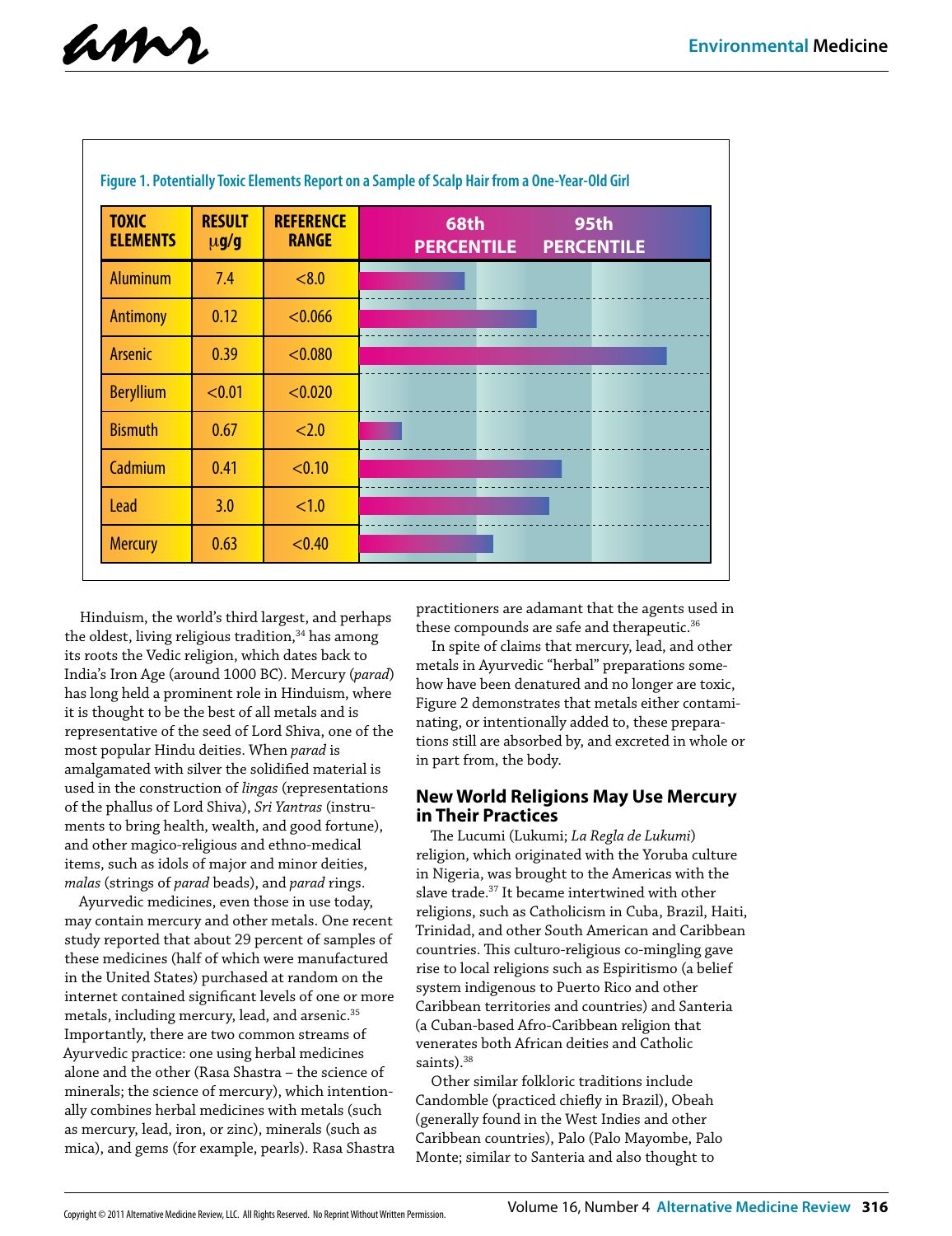**Figure 1. Potentially Toxic Elements Report on a Sample of Scalp Hair from a One-Year-Old Girl**

| TOXIC ELEMENTS | RESULT µg/g | REFERENCE RANGE | 68th PERCENTILE | 95th PERCENTILE |
|---|---|---|---|---|
| Aluminum | 7.4 | <8.0 | | |
| Antimony | 0.12 | <0.066 | | |
| Arsenic | 0.39 | <0.080 | | |
| Beryllium | <0.01 | <0.020 | | |
| Bismuth | 0.67 | <2.0 | | |
| Cadmium | 0.41 | <0.10 | | |
| Lead | 3.0 | <1.0 | | |
| Mercury | 0.63 | <0.40 | | |

Hinduism, the world's third largest, and perhaps the oldest, living religious tradition,[34] has among its roots the Vedic religion, which dates back to India's Iron Age (around 1000 BC). Mercury (*parad*) has long held a prominent role in Hinduism, where it is thought to be the best of all metals and is representative of the seed of Lord Shiva, one of the most popular Hindu deities. When *parad* is amalgamated with silver the solidified material is used in the construction of *lingas* (representations of the phallus of Lord Shiva), *Sri Yantras* (instruments to bring health, wealth, and good fortune), and other magico-religious and ethno-medical items, such as idols of major and minor deities, *malas* (strings of *parad* beads), and *parad* rings.

Ayurvedic medicines, even those in use today, may contain mercury and other metals. One recent study reported that about 29 percent of samples of these medicines (half of which were manufactured in the United States) purchased at random on the internet contained significant levels of one or more metals, including mercury, lead, and arsenic.[35] Importantly, there are two common streams of Ayurvedic practice: one using herbal medicines alone and the other (Rasa Shastra – the science of minerals; the science of mercury), which intentionally combines herbal medicines with metals (such as mercury, lead, iron, or zinc), minerals (such as mica), and gems (for example, pearls). Rasa Shastra practitioners are adamant that the agents used in these compounds are safe and therapeutic.[36]

In spite of claims that mercury, lead, and other metals in Ayurvedic "herbal" preparations somehow have been denatured and no longer are toxic, Figure 2 demonstrates that metals either contaminating, or intentionally added to, these preparations still are absorbed by, and excreted in whole or in part from, the body.

## New World Religions May Use Mercury in Their Practices

The Lucumi (Lukumi; *La Regla de Lukumi*) religion, which originated with the Yoruba culture in Nigeria, was brought to the Americas with the slave trade.[37] It became intertwined with other religions, such as Catholicism in Cuba, Brazil, Haiti, Trinidad, and other South American and Caribbean countries. This culturo-religious co-mingling gave rise to local religions such as Espiritismo (a belief system indigenous to Puerto Rico and other Caribbean territories and countries) and Santeria (a Cuban-based Afro-Caribbean religion that venerates both African deities and Catholic saints).[38]

Other similar folkloric traditions include Candomble (practiced chiefly in Brazil), Obeah (generally found in the West Indies and other Caribbean countries), Palo (Palo Mayombe, Palo Monte; similar to Santeria and also thought to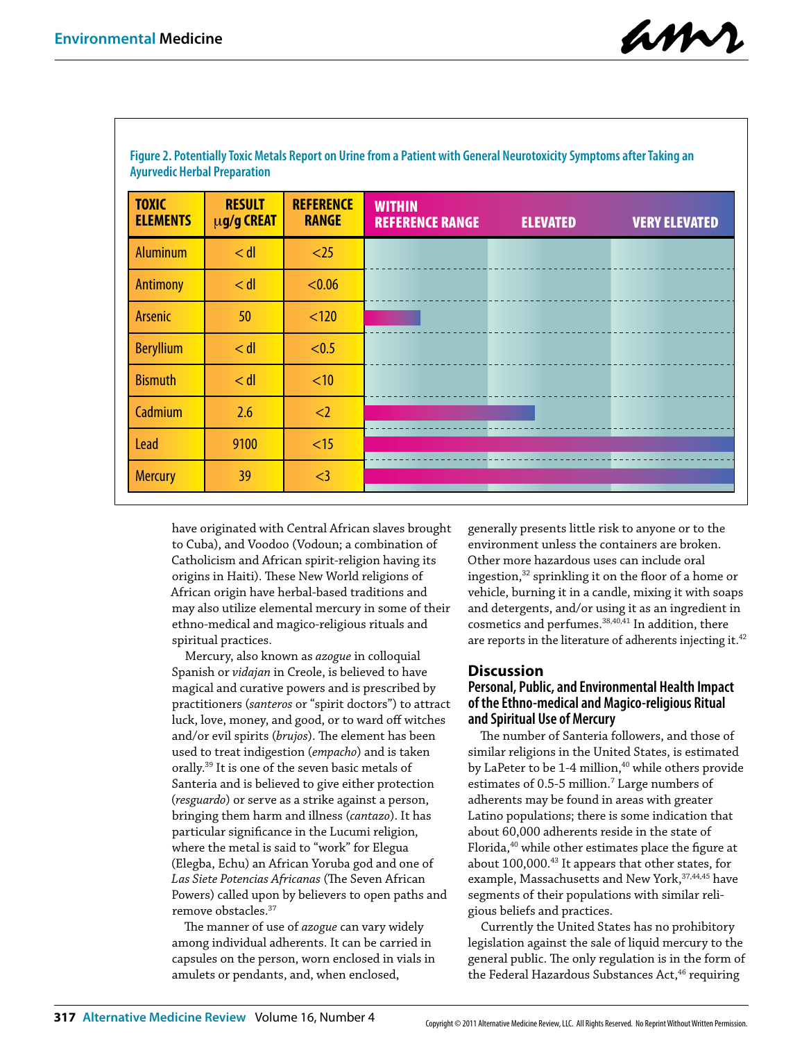**Figure 2. Potentially Toxic Metals Report on Urine from a Patient with General Neurotoxicity Symptoms after Taking an Ayurvedic Herbal Preparation**

| TOXIC ELEMENTS | RESULT μg/g CREAT | REFERENCE RANGE | WITHIN REFERENCE RANGE | ELEVATED | VERY ELEVATED |
|---|---|---|---|---|---|
| Aluminum | < dl | <25 | | | |
| Antimony | < dl | <0.06 | | | |
| Arsenic | 50 | <120 | | | |
| Beryllium | < dl | <0.5 | | | |
| Bismuth | < dl | <10 | | | |
| Cadmium | 2.6 | <2 | | | |
| Lead | 9100 | <15 | | | |
| Mercury | 39 | <3 | | | |

have originated with Central African slaves brought to Cuba), and Voodoo (Vodoun; a combination of Catholicism and African spirit-religion having its origins in Haiti). These New World religions of African origin have herbal-based traditions and may also utilize elemental mercury in some of their ethno-medical and magico-religious rituals and spiritual practices.

Mercury, also known as *azogue* in colloquial Spanish or *vidajan* in Creole, is believed to have magical and curative powers and is prescribed by practitioners (*santeros* or "spirit doctors") to attract luck, love, money, and good, or to ward off witches and/or evil spirits (*brujos*). The element has been used to treat indigestion (*empacho*) and is taken orally.[39] It is one of the seven basic metals of Santeria and is believed to give either protection (*resguardo*) or serve as a strike against a person, bringing them harm and illness (*cantazo*). It has particular significance in the Lucumi religion, where the metal is said to "work" for Elegua (Elegba, Echu) an African Yoruba god and one of *Las Siete Potencias Africanas* (The Seven African Powers) called upon by believers to open paths and remove obstacles.[37]

The manner of use of *azogue* can vary widely among individual adherents. It can be carried in capsules on the person, worn enclosed in vials in amulets or pendants, and, when enclosed, generally presents little risk to anyone or to the environment unless the containers are broken. Other more hazardous uses can include oral ingestion,[32] sprinkling it on the floor of a home or vehicle, burning it in a candle, mixing it with soaps and detergents, and/or using it as an ingredient in cosmetics and perfumes.[38,40,41] In addition, there are reports in the literature of adherents injecting it.[42]

## Discussion

### Personal, Public, and Environmental Health Impact of the Ethno-medical and Magico-religious Ritual and Spiritual Use of Mercury

The number of Santeria followers, and those of similar religions in the United States, is estimated by LaPeter to be 1-4 million,[40] while others provide estimates of 0.5-5 million.[7] Large numbers of adherents may be found in areas with greater Latino populations; there is some indication that about 60,000 adherents reside in the state of Florida,[40] while other estimates place the figure at about 100,000.[43] It appears that other states, for example, Massachusetts and New York,[37,44,45] have segments of their populations with similar religious beliefs and practices.

Currently the United States has no prohibitory legislation against the sale of liquid mercury to the general public. The only regulation is in the form of the Federal Hazardous Substances Act,[46] requiring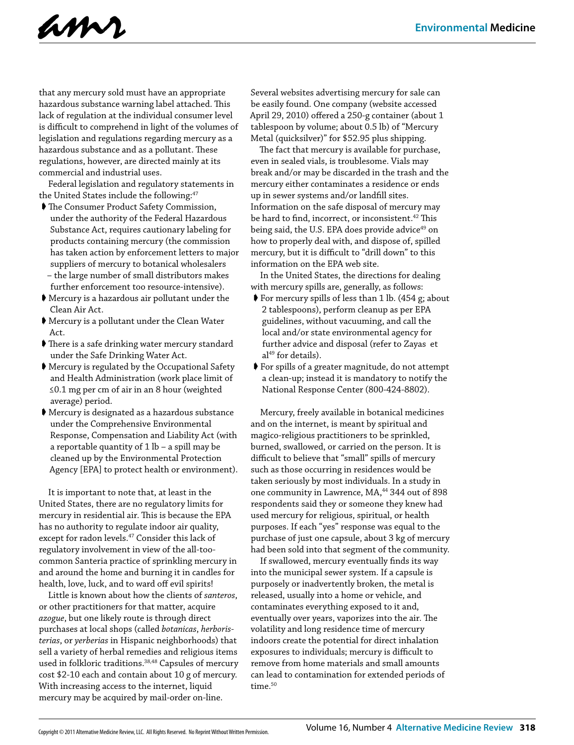that any mercury sold must have an appropriate hazardous substance warning label attached. This lack of regulation at the individual consumer level is difficult to comprehend in light of the volumes of legislation and regulations regarding mercury as a hazardous substance and as a pollutant. These regulations, however, are directed mainly at its commercial and industrial uses.

Federal legislation and regulatory statements in the United States include the following:[47]

- The Consumer Product Safety Commission, under the authority of the Federal Hazardous Substance Act, requires cautionary labeling for products containing mercury (the commission has taken action by enforcement letters to major suppliers of mercury to botanical wholesalers – the large number of small distributors makes further enforcement too resource-intensive).
- Mercury is a hazardous air pollutant under the Clean Air Act.
- Mercury is a pollutant under the Clean Water Act.
- There is a safe drinking water mercury standard under the Safe Drinking Water Act.
- Mercury is regulated by the Occupational Safety and Health Administration (work place limit of ≤0.1 mg per cm of air in an 8 hour (weighted average) period.
- Mercury is designated as a hazardous substance under the Comprehensive Environmental Response, Compensation and Liability Act (with a reportable quantity of 1 lb – a spill may be cleaned up by the Environmental Protection Agency [EPA] to protect health or environment).

It is important to note that, at least in the United States, there are no regulatory limits for mercury in residential air. This is because the EPA has no authority to regulate indoor air quality, except for radon levels.[47] Consider this lack of regulatory involvement in view of the all-too-common Santeria practice of sprinkling mercury in and around the home and burning it in candles for health, love, luck, and to ward off evil spirits!

Little is known about how the clients of *santeros*, or other practitioners for that matter, acquire *azogue*, but one likely route is through direct purchases at local shops (called *botanicas*, *herboristerias*, or *yerberias* in Hispanic neighborhoods) that sell a variety of herbal remedies and religious items used in folkloric traditions.[38,48] Capsules of mercury cost $2-10 each and contain about 10 g of mercury. With increasing access to the internet, liquid mercury may be acquired by mail-order on-line.

Several websites advertising mercury for sale can be easily found. One company (website accessed April 29, 2010) offered a 250-g container (about 1 tablespoon by volume; about 0.5 lb) of "Mercury Metal (quicksilver)" for $52.95 plus shipping.

The fact that mercury is available for purchase, even in sealed vials, is troublesome. Vials may break and/or may be discarded in the trash and the mercury either contaminates a residence or ends up in sewer systems and/or landfill sites. Information on the safe disposal of mercury may be hard to find, incorrect, or inconsistent.[42] This being said, the U.S. EPA does provide advice[49] on how to properly deal with, and dispose of, spilled mercury, but it is difficult to "drill down" to this information on the EPA web site.

In the United States, the directions for dealing with mercury spills are, generally, as follows:

- For mercury spills of less than 1 lb. (454 g; about 2 tablespoons), perform cleanup as per EPA guidelines, without vacuuming, and call the local and/or state environmental agency for further advice and disposal (refer to Zayas et al[49] for details).
- For spills of a greater magnitude, do not attempt a clean-up; instead it is mandatory to notify the National Response Center (800-424-8802).

Mercury, freely available in botanical medicines and on the internet, is meant by spiritual and magico-religious practitioners to be sprinkled, burned, swallowed, or carried on the person. It is difficult to believe that "small" spills of mercury such as those occurring in residences would be taken seriously by most individuals. In a study in one community in Lawrence, MA,[44] 344 out of 898 respondents said they or someone they knew had used mercury for religious, spiritual, or health purposes. If each "yes" response was equal to the purchase of just one capsule, about 3 kg of mercury had been sold into that segment of the community.

If swallowed, mercury eventually finds its way into the municipal sewer system. If a capsule is purposely or inadvertently broken, the metal is released, usually into a home or vehicle, and contaminates everything exposed to it and, eventually over years, vaporizes into the air. The volatility and long residence time of mercury indoors create the potential for direct inhalation exposures to individuals; mercury is difficult to remove from home materials and small amounts can lead to contamination for extended periods of time.[50]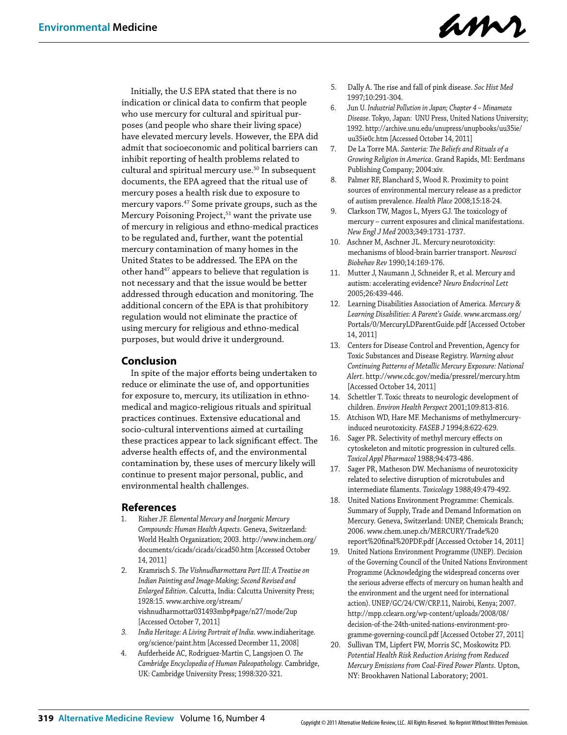Initially, the U.S EPA stated that there is no indication or clinical data to confirm that people who use mercury for cultural and spiritual purposes (and people who share their living space) have elevated mercury levels. However, the EPA did admit that socioeconomic and political barriers can inhibit reporting of health problems related to cultural and spiritual mercury use.[50] In subsequent documents, the EPA agreed that the ritual use of mercury poses a health risk due to exposure to mercury vapors.[47] Some private groups, such as the Mercury Poisoning Project,[51] want the private use of mercury in religious and ethno-medical practices to be regulated and, further, want the potential mercury contamination of many homes in the United States to be addressed. The EPA on the other hand[47] appears to believe that regulation is not necessary and that the issue would be better addressed through education and monitoring. The additional concern of the EPA is that prohibitory regulation would not eliminate the practice of using mercury for religious and ethno-medical purposes, but would drive it underground.

## Conclusion

In spite of the major efforts being undertaken to reduce or eliminate the use of, and opportunities for exposure to, mercury, its utilization in ethno-medical and magico-religious rituals and spiritual practices continues. Extensive educational and socio-cultural interventions aimed at curtailing these practices appear to lack significant effect. The adverse health effects of, and the environmental contamination by, these uses of mercury likely will continue to present major personal, public, and environmental health challenges.

## References

1. Risher JF. *Elemental Mercury and Inorganic Mercury Compounds: Human Health Aspects*. Geneva, Switzerland: World Health Organization; 2003. http://www.inchem.org/documents/cicads/cicads/cicad50.htm [Accessed October 14, 2011]
2. Kramrisch S. *The Vishnudharmottara Part III: A Treatise on Indian Painting and Image-Making; Second Revised and Enlarged Edition*. Calcutta, India: Calcutta University Press; 1928:15. www.archive.org/stream/vishnudharmottar031493mbp#page/n27/mode/2up [Accessed October 7, 2011]
3. *India Heritage: A Living Portrait of India*. www.indiaheritage.org/science/paint.htm [Accessed December 11, 2008]
4. Aufderheide AC, Rodriguez-Martin C, Langsjoen O. *The Cambridge Encyclopedia of Human Paleopathology*. Cambridge, UK: Cambridge University Press; 1998:320-321.
5. Dally A. The rise and fall of pink disease. *Soc Hist Med* 1997;10:291-304.
6. Jun U. *Industrial Pollution in Japan; Chapter 4 – Minamata Disease*. Tokyo, Japan: UNU Press, United Nations University; 1992. http://archive.unu.edu/unupress/unupbooks/uu35ie/uu35ie0c.htm [Accessed October 14, 2011]
7. De La Torre MA. *Santeria: The Beliefs and Rituals of a Growing Religion in America*. Grand Rapids, MI: Eerdmans Publishing Company; 2004:xiv.
8. Palmer RF, Blanchard S, Wood R. Proximity to point sources of environmental mercury release as a predictor of autism prevalence. *Health Place* 2008;15:18-24.
9. Clarkson TW, Magos L, Myers GJ. The toxicology of mercury – current exposures and clinical manifestations. *New Engl J Med* 2003;349:1731-1737.
10. Aschner M, Aschner JL. Mercury neurotoxicity: mechanisms of blood-brain barrier transport. *Neurosci Biobehav Rev* 1990;14:169-176.
11. Mutter J, Naumann J, Schneider R, et al. Mercury and autism: accelerating evidence? *Neuro Endocrinol Lett* 2005;26:439-446.
12. Learning Disabilities Association of America. *Mercury & Learning Disabilities: A Parent's Guide*. www.arcmass.org/Portals/0/MercuryLDParentGuide.pdf [Accessed October 14, 2011]
13. Centers for Disease Control and Prevention, Agency for Toxic Substances and Disease Registry. *Warning about Continuing Patterns of Metallic Mercury Exposure: National Alert*. http://www.cdc.gov/media/pressrel/mercury.htm [Accessed October 14, 2011]
14. Schettler T. Toxic threats to neurologic development of children. *Environ Health Perspect* 2001;109:813-816.
15. Atchison WD, Hare MF. Mechanisms of methylmercury-induced neurotoxicity. *FASEB J* 1994;8:622-629.
16. Sager PR. Selectivity of methyl mercury effects on cytoskeleton and mitotic progression in cultured cells. *Toxicol Appl Pharmacol* 1988;94:473-486.
17. Sager PR, Matheson DW. Mechanisms of neurotoxicity related to selective disruption of microtubules and intermediate filaments. *Toxicology* 1988;49:479-492.
18. United Nations Environment Programme: Chemicals. Summary of Supply, Trade and Demand Information on Mercury. Geneva, Switzerland: UNEP, Chemicals Branch; 2006. www.chem.unep.ch/MERCURY/Trade%20report%20final%20PDF.pdf [Accessed October 14, 2011]
19. United Nations Environment Programme (UNEP). Decision of the Governing Council of the United Nations Environment Programme (Acknowledging the widespread concerns over the serious adverse effects of mercury on human health and the environment and the urgent need for international action). UNEP/GC/24/CW/CRP.11, Nairobi, Kenya; 2007. http://mpp.cclearn.org/wp-content/uploads/2008/08/decision-of-the-24th-united-nations-environment-programme-governing-council.pdf [Accessed October 27, 2011]
20. Sullivan TM, Lipfert FW, Morris SC, Moskowitz PD. *Potential Health Risk Reduction Arising from Reduced Mercury Emissions from Coal-Fired Power Plants*. Upton, NY: Brookhaven National Laboratory; 2001.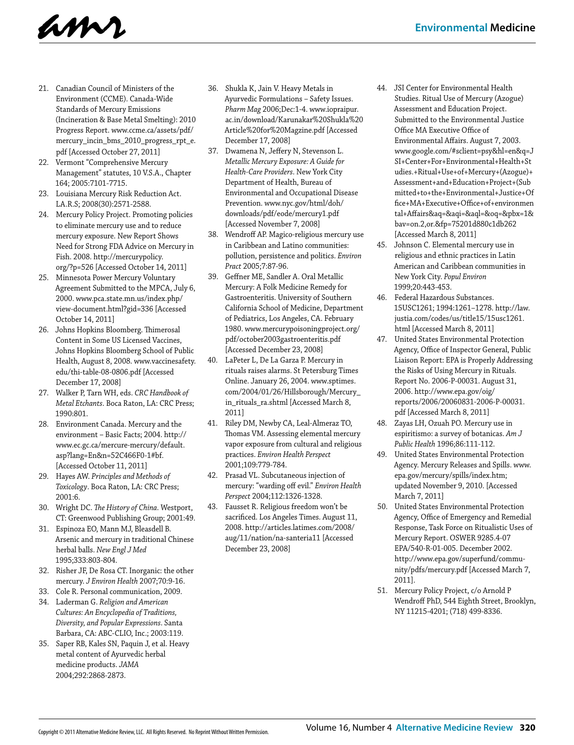21. Canadian Council of Ministers of the Environment (CCME). Canada-Wide Standards of Mercury Emissions (Incineration & Base Metal Smelting): 2010 Progress Report. www.ccme.ca/assets/pdf/mercury_incin_bms_2010_progress_rpt_e.pdf [Accessed October 27, 2011]
22. Vermont "Comprehensive Mercury Management" statutes, 10 V.S.A., Chapter 164; 2005:7101-7715.
23. Louisiana Mercury Risk Reduction Act. LA.R.S; 2008(30):2571-2588.
24. Mercury Policy Project. Promoting policies to eliminate mercury use and to reduce mercury exposure. New Report Shows Need for Strong FDA Advice on Mercury in Fish. 2008. http://mercurypolicy.org/?p=526 [Accessed October 14, 2011]
25. Minnesota Power Mercury Voluntary Agreement Submitted to the MPCA, July 6, 2000. www.pca.state.mn.us/index.php/view-document.html?gid=336 [Accessed October 14, 2011]
26. Johns Hopkins Bloomberg. Thimerosal Content in Some US Licensed Vaccines, Johns Hopkins Bloomberg School of Public Health, August 8, 2008. www.vaccinesafety.edu/thi-table-08-0806.pdf [Accessed December 17, 2008]
27. Walker P, Tarn WH, eds. *CRC Handbook of Metal Etchants*. Boca Raton, LA: CRC Press; 1990:801.
28. Environment Canada. Mercury and the environment – Basic Facts; 2004. http://www.ec.gc.ca/mercure-mercury/default.asp?lang=En&n=52C466F0-1#bf. [Accessed October 11, 2011]
29. Hayes AW. *Principles and Methods of Toxicology*. Boca Raton, LA: CRC Press; 2001:6.
30. Wright DC. *The History of China*. Westport, CT: Greenwood Publishing Group; 2001:49.
31. Espinoza EO, Mann MJ, Bleasdell B. Arsenic and mercury in traditional Chinese herbal balls. *New Engl J Med* 1995;333:803-804.
32. Risher JF, De Rosa CT. Inorganic: the other mercury. *J Environ Health* 2007;70:9-16.
33. Cole R. Personal communication, 2009.
34. Laderman G. *Religion and American Cultures: An Encyclopedia of Traditions, Diversity, and Popular Expressions*. Santa Barbara, CA: ABC-CLIO, Inc.; 2003:119.
35. Saper RB, Kales SN, Paquin J, et al. Heavy metal content of Ayurvedic herbal medicine products. *JAMA* 2004;292:2868-2873.
36. Shukla K, Jain V. Heavy Metals in Ayurvedic Formulations – Safety Issues. *Pharm Mag* 2006;Dec:1-4. www.iopraipur.ac.in/download/Karunakar%20Shukla%20Article%20for%20Magzine.pdf [Accessed December 17, 2008]
37. Dwamena N, Jeffery N, Stevenson L. *Metallic Mercury Exposure: A Guide for Health-Care Providers*. New York City Department of Health, Bureau of Environmental and Occupational Disease Prevention. www.nyc.gov/html/doh/downloads/pdf/eode/mercury1.pdf [Accessed November 7, 2008]
38. Wendroff AP. Magico-religious mercury use in Caribbean and Latino communities: pollution, persistence and politics. *Environ Pract* 2005;7:87-96.
39. Geffner ME, Sandler A. Oral Metallic Mercury: A Folk Medicine Remedy for Gastroenteritis. University of Southern California School of Medicine, Department of Pediatrics, Los Angeles, CA. February 1980. www.mercurypoisoningproject.org/pdf/october2003gastroenteritis.pdf [Accessed December 23, 2008]
40. LaPeter L, De La Garza P. Mercury in rituals raises alarms. St Petersburg Times Online. January 26, 2004. www.sptimes.com/2004/01/26/Hillsborough/Mercury_in_rituals_ra.shtml [Accessed March 8, 2011]
41. Riley DM, Newby CA, Leal-Almeraz TO, Thomas VM. Assessing elemental mercury vapor exposure from cultural and religious practices. *Environ Health Perspect* 2001;109:779-784.
42. Prasad VL. Subcutaneous injection of mercury: "warding off evil." *Environ Health Perspect* 2004;112:1326-1328.
43. Fausset R. Religious freedom won't be sacrificed. Los Angeles Times. August 11, 2008. http://articles.latimes.com/2008/aug/11/nation/na-santeria11 [Accessed December 23, 2008]
44. JSI Center for Environmental Health Studies. Ritual Use of Mercury (Azogue) Assessment and Education Project. Submitted to the Environmental Justice Office MA Executive Office of Environmental Affairs. August 7, 2003. www.google.com/#sclient=psy&hl=en&q=JSI+Center+For+Environmental+Health+Studies.+Ritual+Use+of+Mercury+(Azogue)+Assessment+and+Education+Project+(Submitted+to+the+Environmental+Justice+Office+MA+Executive+Office+of+environmental+Affairs&aq=&aqi=&aql=&oq=&pbx=1&bav=on.2,or.&fp=75201d880c1db262 [Accessed March 8, 2011]
45. Johnson C. Elemental mercury use in religious and ethnic practices in Latin American and Caribbean communities in New York City. *Popul Environ* 1999;20:443-453.
46. Federal Hazardous Substances. 15USC1261; 1994:1261–1278. http://law.justia.com/codes/us/title15/15usc1261.html [Accessed March 8, 2011]
47. United States Environmental Protection Agency, Office of Inspector General, Public Liaison Report: EPA is Properly Addressing the Risks of Using Mercury in Rituals. Report No. 2006-P-00031. August 31, 2006. http://www.epa.gov/oig/reports/2006/20060831-2006-P-00031.pdf [Accessed March 8, 2011]
48. Zayas LH, Ozuah PO. Mercury use in espiritismo: a survey of botanicas. *Am J Public Health* 1996;86:111-112.
49. United States Environmental Protection Agency. Mercury Releases and Spills. www.epa.gov/mercury/spills/index.htm; updated November 9, 2010. [Accessed March 7, 2011]
50. United States Environmental Protection Agency, Office of Emergency and Remedial Response, Task Force on Ritualistic Uses of Mercury Report. OSWER 9285.4-07 EPA/540-R-01-005. December 2002. http://www.epa.gov/superfund/community/pdfs/mercury.pdf [Accessed March 7, 2011].
51. Mercury Policy Project, c/o Arnold P Wendroff PhD, 544 Eighth Street, Brooklyn, NY 11215-4201; (718) 499-8336.